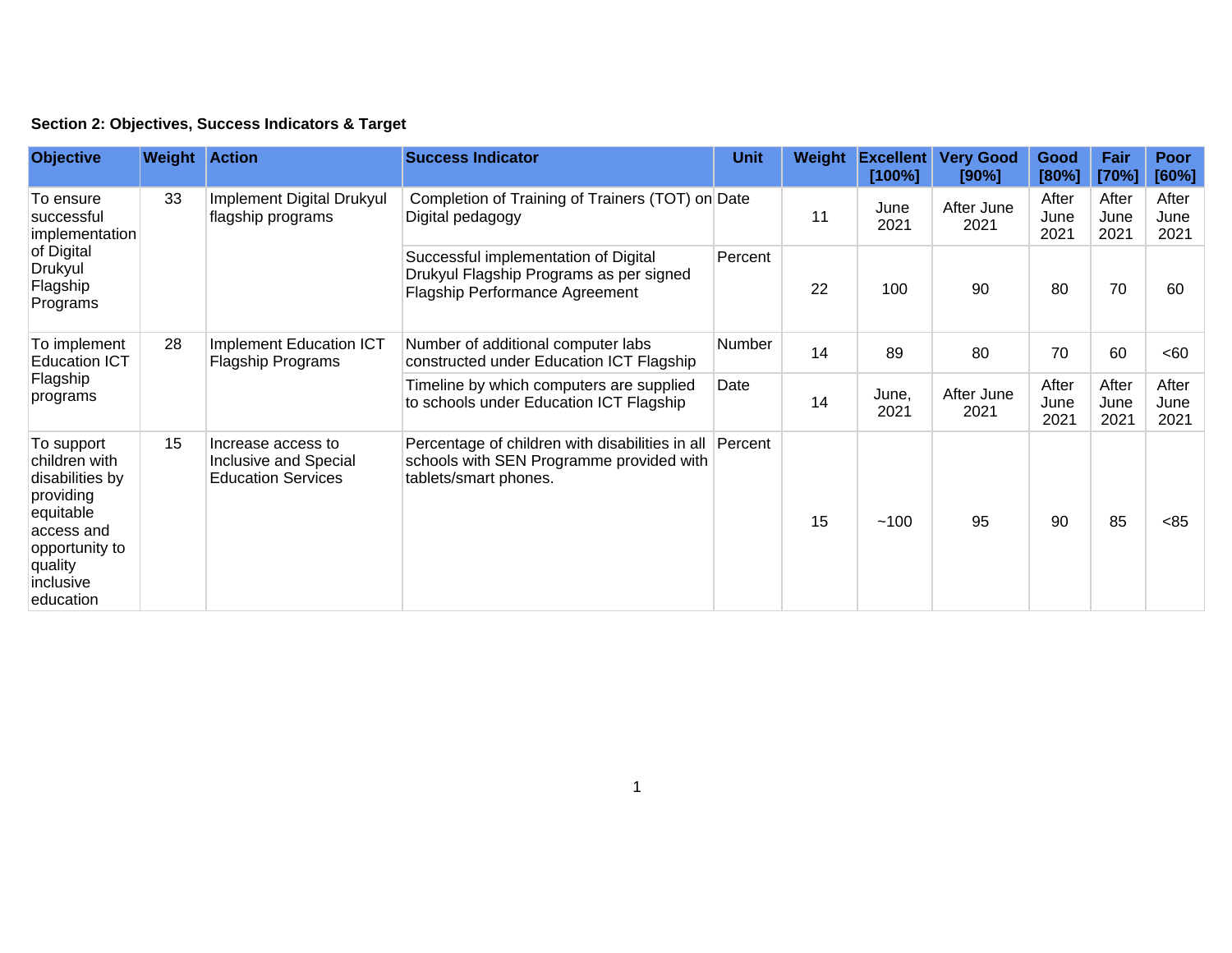**Section 2: Objectives, Success Indicators & Target**

| Objective | Weight | Action | Success Indicator | Unit | Weight | Excellent [100%] | Very Good [90%] | Good [80%] | Fair [70%] | Poor [60%] |
|---|---|---|---|---|---|---|---|---|---|---|
| To ensure successful implementation of Digital Drukyul Flagship Programs | 33 | Implement Digital Drukyul flagship programs | Completion of Training of Trainers (TOT) on Digital pedagogy | Date | 11 | June 2021 | After June 2021 | After June 2021 | After June 2021 | After June 2021 |
| | | | Successful implementation of Digital Drukyul Flagship Programs as per signed Flagship Performance Agreement | Percent | 22 | 100 | 90 | 80 | 70 | 60 |
| To implement Education ICT Flagship programs | 28 | Implement Education ICT Flagship Programs | Number of additional computer labs constructed under Education ICT Flagship | Number | 14 | 89 | 80 | 70 | 60 | <60 |
| | | | Timeline by which computers are supplied to schools under Education ICT Flagship | Date | 14 | June, 2021 | After June 2021 | After June 2021 | After June 2021 | After June 2021 |
| To support children with disabilities by providing equitable access and opportunity to quality inclusive education | 15 | Increase access to Inclusive and Special Education Services | Percentage of children with disabilities in all schools with SEN Programme provided with tablets/smart phones. | Percent | 15 | ~100 | 95 | 90 | 85 | <85 |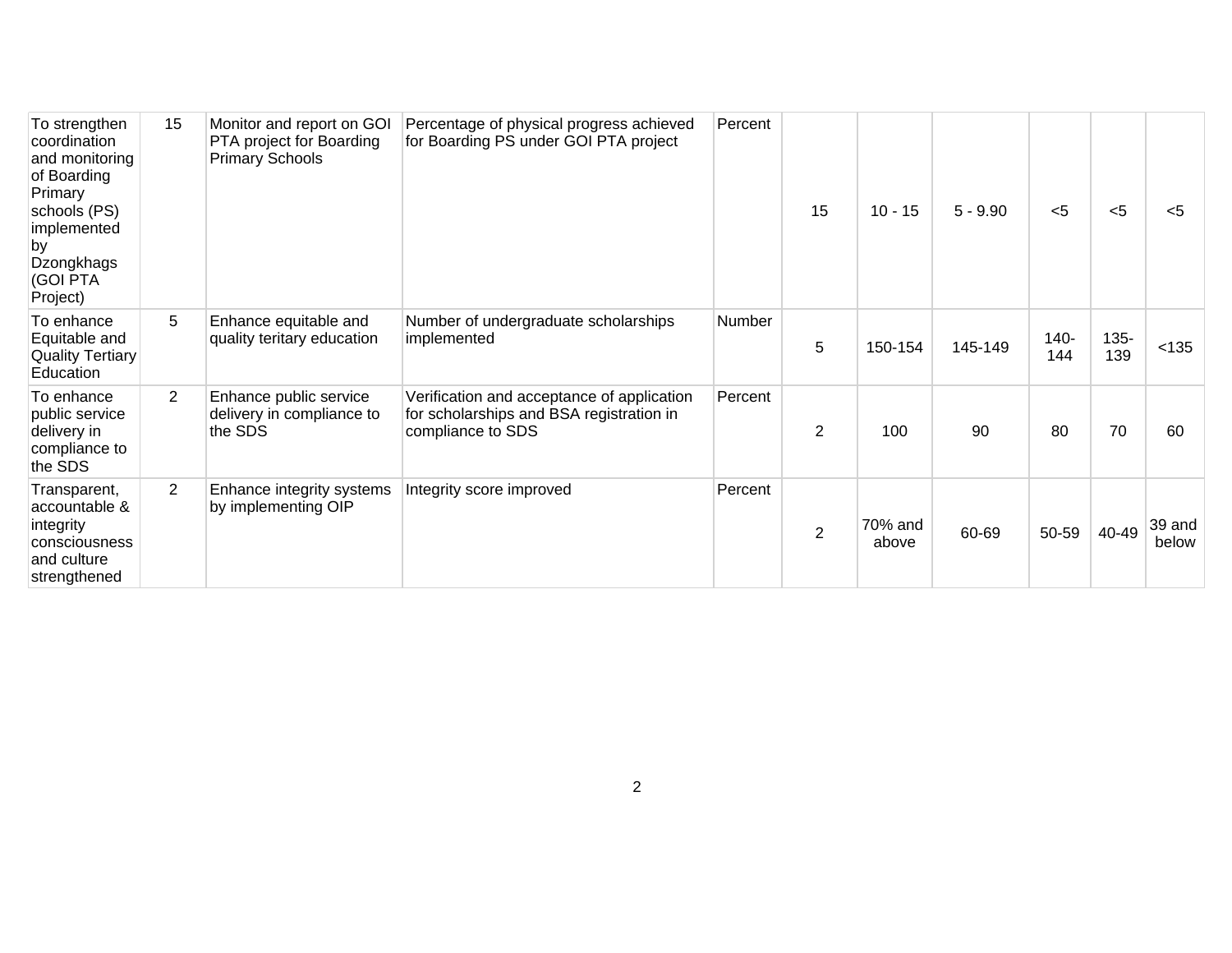| | | | | | | | | | | |
|---|---|---|---|---|---|---|---|---|---|---|
| To strengthen coordination and monitoring of Boarding Primary schools (PS) implemented by Dzongkhags (GOI PTA Project) | 15 | Monitor and report on GOI PTA project for Boarding Primary Schools | Percentage of physical progress achieved for Boarding PS under GOI PTA project | Percent | 15 | 10 - 15 | 5 - 9.90 | <5 | <5 | <5 |
| To enhance Equitable and Quality Tertiary Education | 5 | Enhance equitable and quality teritary education | Number of undergraduate scholarships implemented | Number | 5 | 150-154 | 145-149 | 140-144 | 135-139 | <135 |
| To enhance public service delivery in compliance to the SDS | 2 | Enhance public service delivery in compliance to the SDS | Verification and acceptance of application for scholarships and BSA registration in compliance to SDS | Percent | 2 | 100 | 90 | 80 | 70 | 60 |
| Transparent, accountable & integrity consciousness and culture strengthened | 2 | Enhance integrity systems by implementing OIP | Integrity score improved | Percent | 2 | 70% and above | 60-69 | 50-59 | 40-49 | 39 and below |